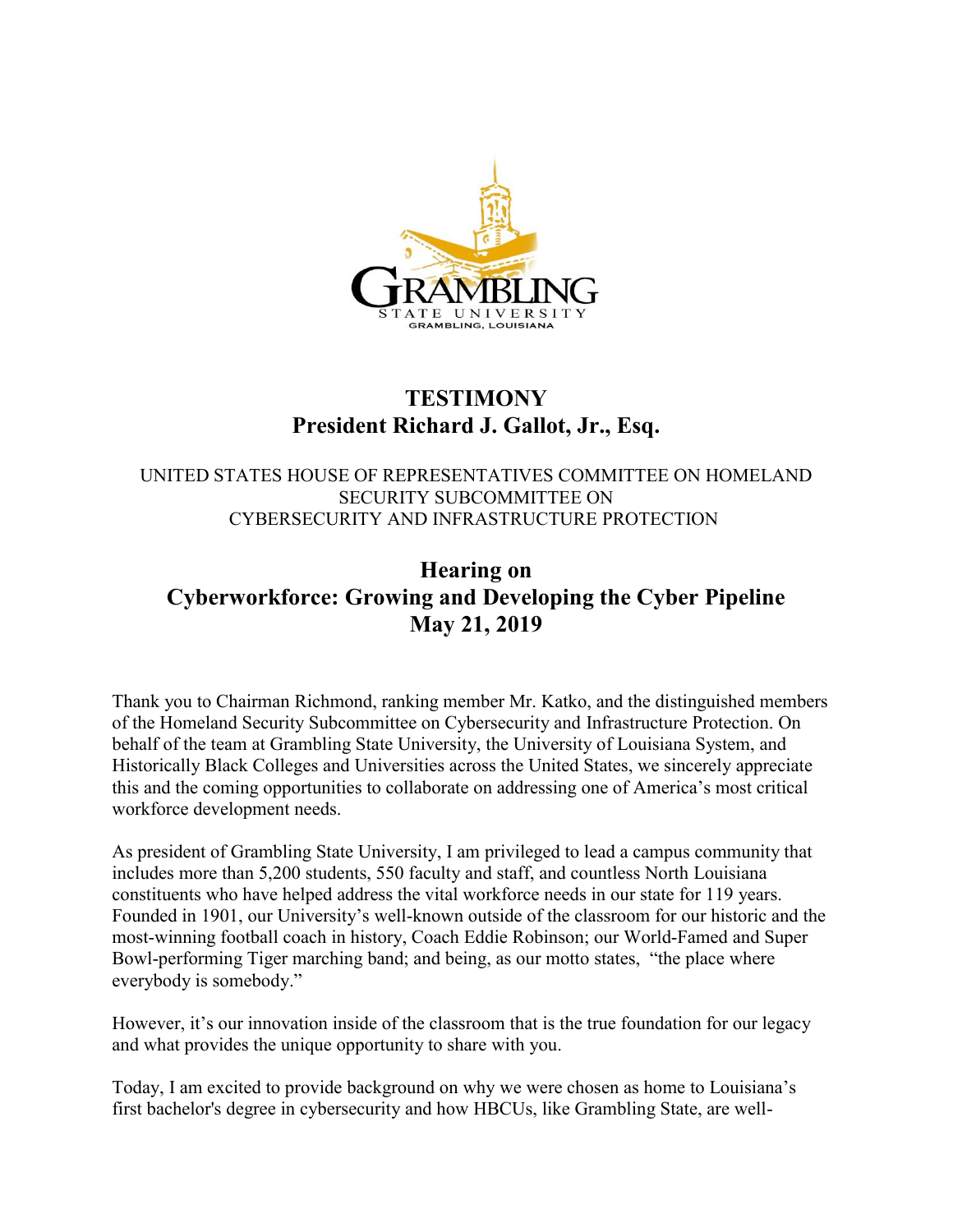GRAMBLING STATE UNIVERSITY
GRAMBLING, LOUISIANA

# TESTIMONY
## President Richard J. Gallot, Jr., Esq.

UNITED STATES HOUSE OF REPRESENTATIVES COMMITTEE ON HOMELAND SECURITY SUBCOMMITTEE ON CYBERSECURITY AND INFRASTRUCTURE PROTECTION

## Hearing on
## Cyberworkforce: Growing and Developing the Cyber Pipeline
## May 21, 2019

Thank you to Chairman Richmond, ranking member Mr. Katko, and the distinguished members of the Homeland Security Subcommittee on Cybersecurity and Infrastructure Protection. On behalf of the team at Grambling State University, the University of Louisiana System, and Historically Black Colleges and Universities across the United States, we sincerely appreciate this and the coming opportunities to collaborate on addressing one of America's most critical workforce development needs.

As president of Grambling State University, I am privileged to lead a campus community that includes more than 5,200 students, 550 faculty and staff, and countless North Louisiana constituents who have helped address the vital workforce needs in our state for 119 years. Founded in 1901, our University's well-known outside of the classroom for our historic and the most-winning football coach in history, Coach Eddie Robinson; our World-Famed and Super Bowl-performing Tiger marching band; and being, as our motto states, "the place where everybody is somebody."

However, it's our innovation inside of the classroom that is the true foundation for our legacy and what provides the unique opportunity to share with you.

Today, I am excited to provide background on why we were chosen as home to Louisiana's first bachelor's degree in cybersecurity and how HBCUs, like Grambling State, are well-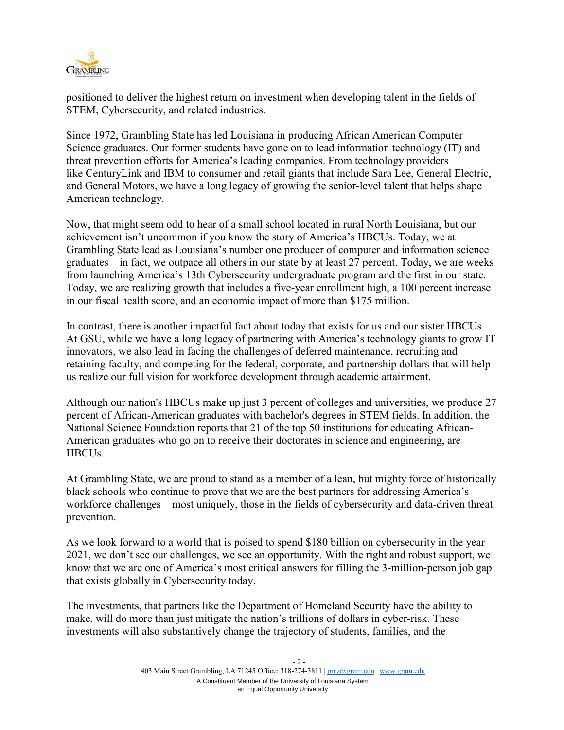positioned to deliver the highest return on investment when developing talent in the fields of STEM, Cybersecurity, and related industries.

Since 1972, Grambling State has led Louisiana in producing African American Computer Science graduates. Our former students have gone on to lead information technology (IT) and threat prevention efforts for America's leading companies. From technology providers like CenturyLink and IBM to consumer and retail giants that include Sara Lee, General Electric, and General Motors, we have a long legacy of growing the senior-level talent that helps shape American technology.

Now, that might seem odd to hear of a small school located in rural North Louisiana, but our achievement isn't uncommon if you know the story of America's HBCUs. Today, we at Grambling State lead as Louisiana's number one producer of computer and information science graduates – in fact, we outpace all others in our state by at least 27 percent. Today, we are weeks from launching America's 13th Cybersecurity undergraduate program and the first in our state. Today, we are realizing growth that includes a five-year enrollment high, a 100 percent increase in our fiscal health score, and an economic impact of more than $175 million.

In contrast, there is another impactful fact about today that exists for us and our sister HBCUs. At GSU, while we have a long legacy of partnering with America's technology giants to grow IT innovators, we also lead in facing the challenges of deferred maintenance, recruiting and retaining faculty, and competing for the federal, corporate, and partnership dollars that will help us realize our full vision for workforce development through academic attainment.

Although our nation's HBCUs make up just 3 percent of colleges and universities, we produce 27 percent of African-American graduates with bachelor's degrees in STEM fields. In addition, the National Science Foundation reports that 21 of the top 50 institutions for educating African-American graduates who go on to receive their doctorates in science and engineering, are HBCUs.

At Grambling State, we are proud to stand as a member of a lean, but mighty force of historically black schools who continue to prove that we are the best partners for addressing America's workforce challenges – most uniquely, those in the fields of cybersecurity and data-driven threat prevention.

As we look forward to a world that is poised to spend $180 billion on cybersecurity in the year 2021, we don't see our challenges, we see an opportunity. With the right and robust support, we know that we are one of America's most critical answers for filling the 3-million-person job gap that exists globally in Cybersecurity today.

The investments, that partners like the Department of Homeland Security have the ability to make, will do more than just mitigate the nation's trillions of dollars in cyber-risk. These investments will also substantively change the trajectory of students, families, and the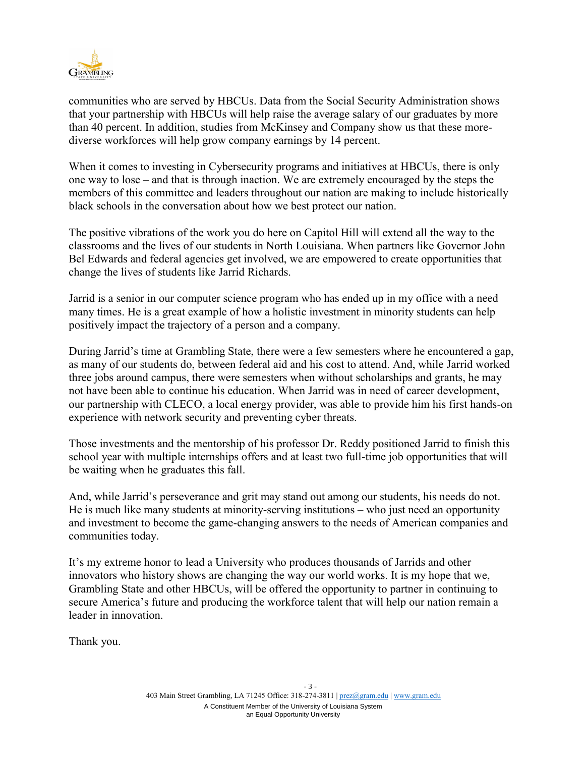communities who are served by HBCUs. Data from the Social Security Administration shows that your partnership with HBCUs will help raise the average salary of our graduates by more than 40 percent. In addition, studies from McKinsey and Company show us that these more-diverse workforces will help grow company earnings by 14 percent.

When it comes to investing in Cybersecurity programs and initiatives at HBCUs, there is only one way to lose – and that is through inaction. We are extremely encouraged by the steps the members of this committee and leaders throughout our nation are making to include historically black schools in the conversation about how we best protect our nation.

The positive vibrations of the work you do here on Capitol Hill will extend all the way to the classrooms and the lives of our students in North Louisiana. When partners like Governor John Bel Edwards and federal agencies get involved, we are empowered to create opportunities that change the lives of students like Jarrid Richards.

Jarrid is a senior in our computer science program who has ended up in my office with a need many times. He is a great example of how a holistic investment in minority students can help positively impact the trajectory of a person and a company.

During Jarrid's time at Grambling State, there were a few semesters where he encountered a gap, as many of our students do, between federal aid and his cost to attend. And, while Jarrid worked three jobs around campus, there were semesters when without scholarships and grants, he may not have been able to continue his education. When Jarrid was in need of career development, our partnership with CLECO, a local energy provider, was able to provide him his first hands-on experience with network security and preventing cyber threats.

Those investments and the mentorship of his professor Dr. Reddy positioned Jarrid to finish this school year with multiple internships offers and at least two full-time job opportunities that will be waiting when he graduates this fall.

And, while Jarrid's perseverance and grit may stand out among our students, his needs do not. He is much like many students at minority-serving institutions – who just need an opportunity and investment to become the game-changing answers to the needs of American companies and communities today.

It's my extreme honor to lead a University who produces thousands of Jarrids and other innovators who history shows are changing the way our world works. It is my hope that we, Grambling State and other HBCUs, will be offered the opportunity to partner in continuing to secure America's future and producing the workforce talent that will help our nation remain a leader in innovation.

Thank you.